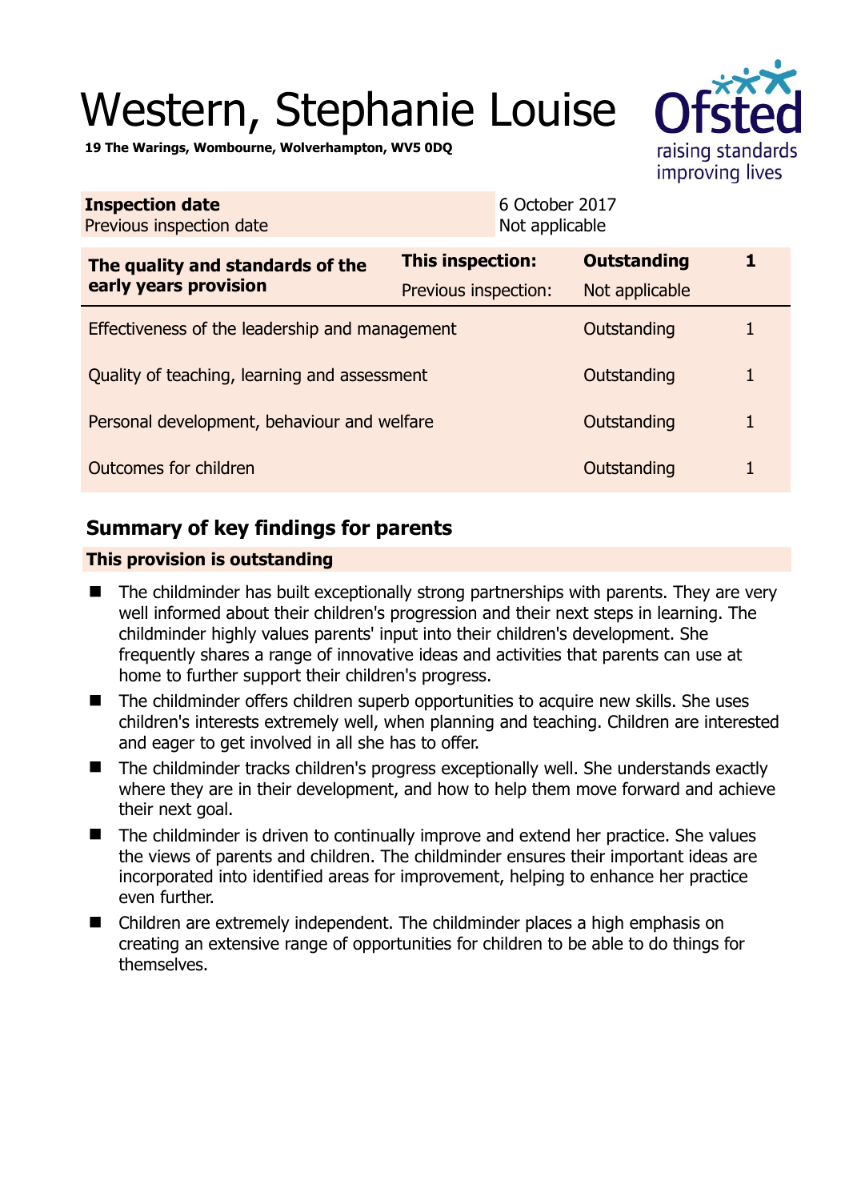# Western, Stephanie Louise

**19 The Warings, Wombourne, Wolverhampton, WV5 0DQ**

| **Inspection date** | 6 October 2017 |
|---|---|
| Previous inspection date | Not applicable |

| **The quality and standards of the early years provision** | **This inspection:** | **Outstanding** | **1** |
|---|---|---|---|
| | Previous inspection: | Not applicable | |
| Effectiveness of the leadership and management | | Outstanding | 1 |
| Quality of teaching, learning and assessment | | Outstanding | 1 |
| Personal development, behaviour and welfare | | Outstanding | 1 |
| Outcomes for children | | Outstanding | 1 |

## Summary of key findings for parents

**This provision is outstanding**

- The childminder has built exceptionally strong partnerships with parents. They are very well informed about their children's progression and their next steps in learning. The childminder highly values parents' input into their children's development. She frequently shares a range of innovative ideas and activities that parents can use at home to further support their children's progress.
- The childminder offers children superb opportunities to acquire new skills. She uses children's interests extremely well, when planning and teaching. Children are interested and eager to get involved in all she has to offer.
- The childminder tracks children's progress exceptionally well. She understands exactly where they are in their development, and how to help them move forward and achieve their next goal.
- The childminder is driven to continually improve and extend her practice. She values the views of parents and children. The childminder ensures their important ideas are incorporated into identified areas for improvement, helping to enhance her practice even further.
- Children are extremely independent. The childminder places a high emphasis on creating an extensive range of opportunities for children to be able to do things for themselves.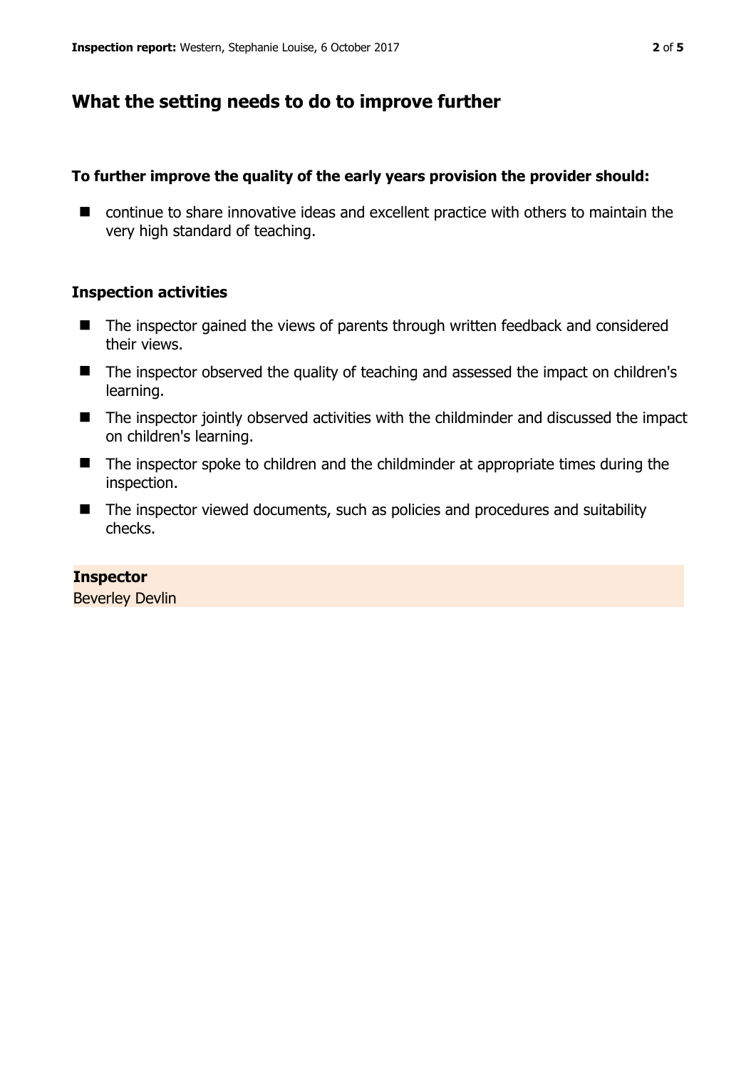## What the setting needs to do to improve further

**To further improve the quality of the early years provision the provider should:**

- continue to share innovative ideas and excellent practice with others to maintain the very high standard of teaching.

### Inspection activities

- The inspector gained the views of parents through written feedback and considered their views.
- The inspector observed the quality of teaching and assessed the impact on children's learning.
- The inspector jointly observed activities with the childminder and discussed the impact on children's learning.
- The inspector spoke to children and the childminder at appropriate times during the inspection.
- The inspector viewed documents, such as policies and procedures and suitability checks.

**Inspector**
Beverley Devlin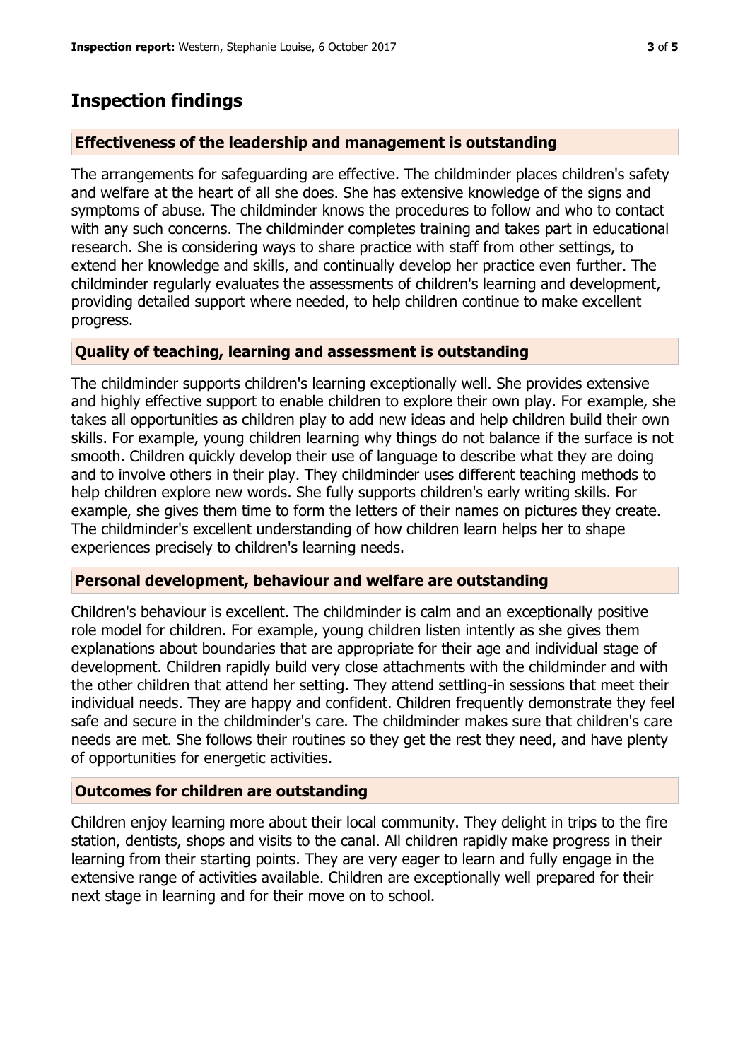## Inspection findings

### Effectiveness of the leadership and management is outstanding

The arrangements for safeguarding are effective. The childminder places children's safety and welfare at the heart of all she does. She has extensive knowledge of the signs and symptoms of abuse. The childminder knows the procedures to follow and who to contact with any such concerns. The childminder completes training and takes part in educational research. She is considering ways to share practice with staff from other settings, to extend her knowledge and skills, and continually develop her practice even further. The childminder regularly evaluates the assessments of children's learning and development, providing detailed support where needed, to help children continue to make excellent progress.

### Quality of teaching, learning and assessment is outstanding

The childminder supports children's learning exceptionally well. She provides extensive and highly effective support to enable children to explore their own play. For example, she takes all opportunities as children play to add new ideas and help children build their own skills. For example, young children learning why things do not balance if the surface is not smooth. Children quickly develop their use of language to describe what they are doing and to involve others in their play. They childminder uses different teaching methods to help children explore new words. She fully supports children's early writing skills. For example, she gives them time to form the letters of their names on pictures they create. The childminder's excellent understanding of how children learn helps her to shape experiences precisely to children's learning needs.

### Personal development, behaviour and welfare are outstanding

Children's behaviour is excellent. The childminder is calm and an exceptionally positive role model for children. For example, young children listen intently as she gives them explanations about boundaries that are appropriate for their age and individual stage of development. Children rapidly build very close attachments with the childminder and with the other children that attend her setting. They attend settling-in sessions that meet their individual needs. They are happy and confident. Children frequently demonstrate they feel safe and secure in the childminder's care. The childminder makes sure that children's care needs are met. She follows their routines so they get the rest they need, and have plenty of opportunities for energetic activities.

### Outcomes for children are outstanding

Children enjoy learning more about their local community. They delight in trips to the fire station, dentists, shops and visits to the canal. All children rapidly make progress in their learning from their starting points. They are very eager to learn and fully engage in the extensive range of activities available. Children are exceptionally well prepared for their next stage in learning and for their move on to school.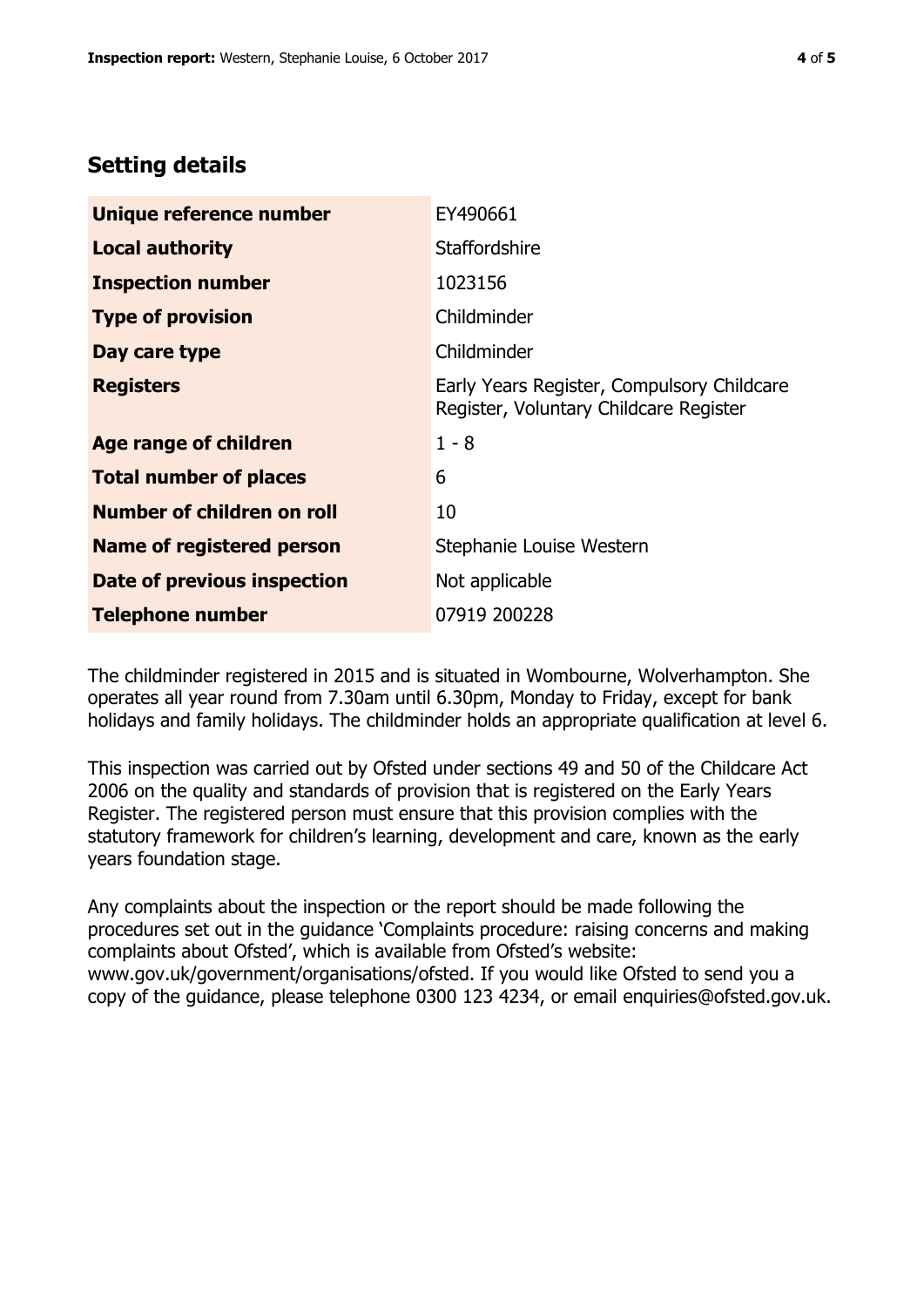## Setting details

| | |
|---|---|
| **Unique reference number** | EY490661 |
| **Local authority** | Staffordshire |
| **Inspection number** | 1023156 |
| **Type of provision** | Childminder |
| **Day care type** | Childminder |
| **Registers** | Early Years Register, Compulsory Childcare Register, Voluntary Childcare Register |
| **Age range of children** | 1 - 8 |
| **Total number of places** | 6 |
| **Number of children on roll** | 10 |
| **Name of registered person** | Stephanie Louise Western |
| **Date of previous inspection** | Not applicable |
| **Telephone number** | 07919 200228 |

The childminder registered in 2015 and is situated in Wombourne, Wolverhampton. She operates all year round from 7.30am until 6.30pm, Monday to Friday, except for bank holidays and family holidays. The childminder holds an appropriate qualification at level 6.

This inspection was carried out by Ofsted under sections 49 and 50 of the Childcare Act 2006 on the quality and standards of provision that is registered on the Early Years Register. The registered person must ensure that this provision complies with the statutory framework for children's learning, development and care, known as the early years foundation stage.

Any complaints about the inspection or the report should be made following the procedures set out in the guidance 'Complaints procedure: raising concerns and making complaints about Ofsted', which is available from Ofsted's website: www.gov.uk/government/organisations/ofsted. If you would like Ofsted to send you a copy of the guidance, please telephone 0300 123 4234, or email enquiries@ofsted.gov.uk.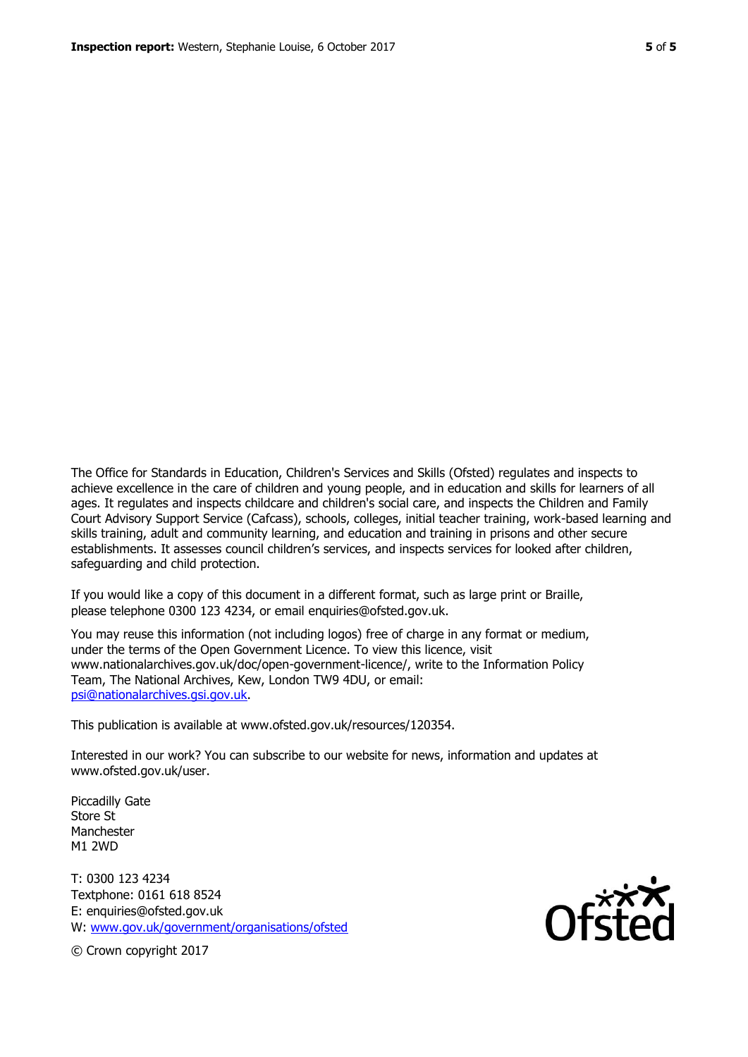The Office for Standards in Education, Children's Services and Skills (Ofsted) regulates and inspects to achieve excellence in the care of children and young people, and in education and skills for learners of all ages. It regulates and inspects childcare and children's social care, and inspects the Children and Family Court Advisory Support Service (Cafcass), schools, colleges, initial teacher training, work-based learning and skills training, adult and community learning, and education and training in prisons and other secure establishments. It assesses council children's services, and inspects services for looked after children, safeguarding and child protection.

If you would like a copy of this document in a different format, such as large print or Braille, please telephone 0300 123 4234, or email enquiries@ofsted.gov.uk.

You may reuse this information (not including logos) free of charge in any format or medium, under the terms of the Open Government Licence. To view this licence, visit www.nationalarchives.gov.uk/doc/open-government-licence/, write to the Information Policy Team, The National Archives, Kew, London TW9 4DU, or email: psi@nationalarchives.gsi.gov.uk.

This publication is available at www.ofsted.gov.uk/resources/120354.

Interested in our work? You can subscribe to our website for news, information and updates at www.ofsted.gov.uk/user.

Piccadilly Gate
Store St
Manchester
M1 2WD

T: 0300 123 4234
Textphone: 0161 618 8524
E: enquiries@ofsted.gov.uk
W: www.gov.uk/government/organisations/ofsted

© Crown copyright 2017

Ofsted